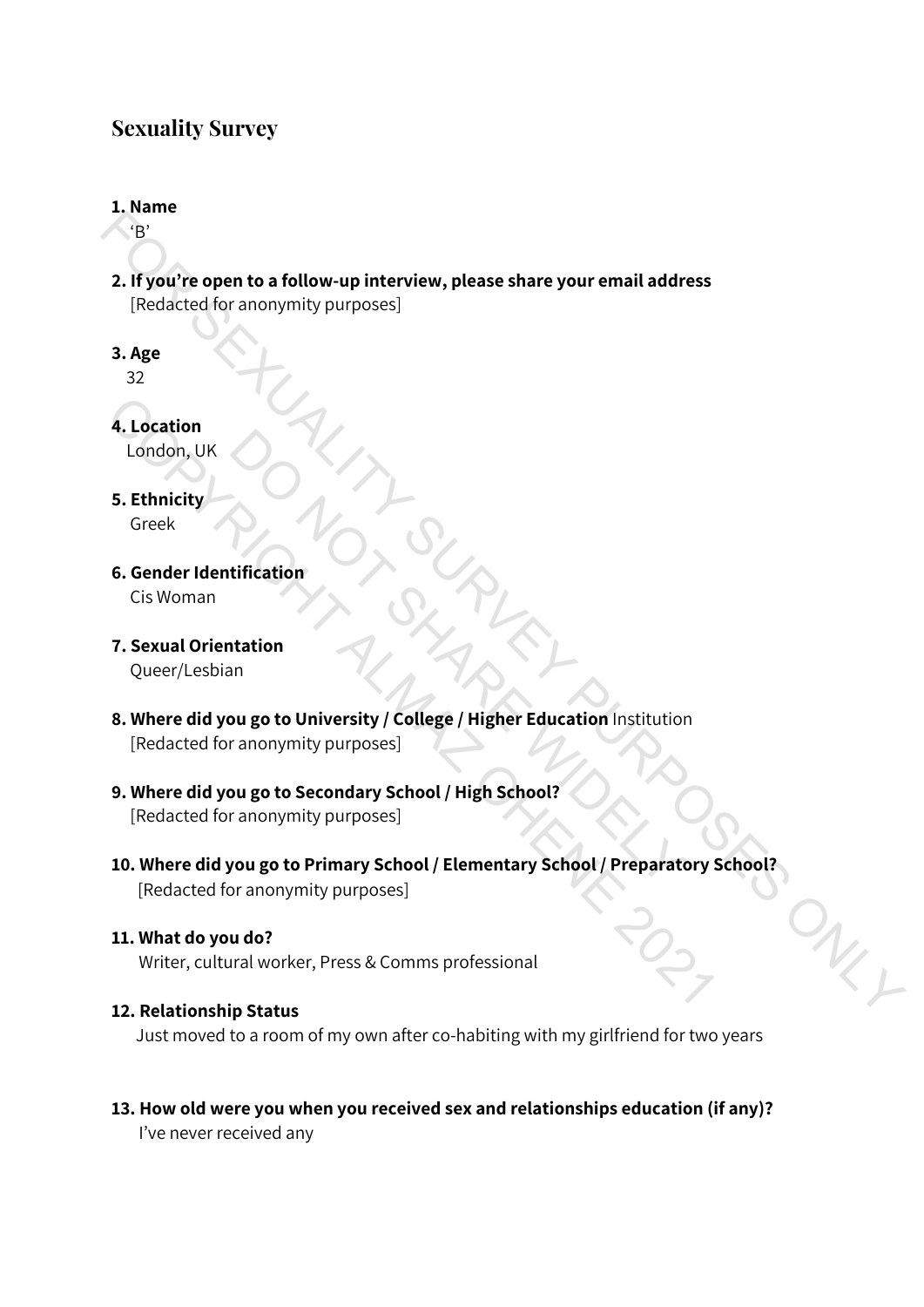## Sexuality Survey

**1. Name**
'B'

**2. If you're open to a follow-up interview, please share your email address**
[Redacted for anonymity purposes]

**3. Age**
32

**4. Location**
London, UK

**5. Ethnicity**
Greek

**6. Gender Identification**
Cis Woman

**7. Sexual Orientation**
Queer/Lesbian

**8. Where did you go to University / College / Higher Education** Institution
[Redacted for anonymity purposes]

**9. Where did you go to Secondary School / High School?**
[Redacted for anonymity purposes]

**10. Where did you go to Primary School / Elementary School / Preparatory School?**
[Redacted for anonymity purposes]

**11. What do you do?**
Writer, cultural worker, Press & Comms professional

**12. Relationship Status**
Just moved to a room of my own after co-habiting with my girlfriend for two years

**13. How old were you when you received sex and relationships education (if any)?**
I've never received any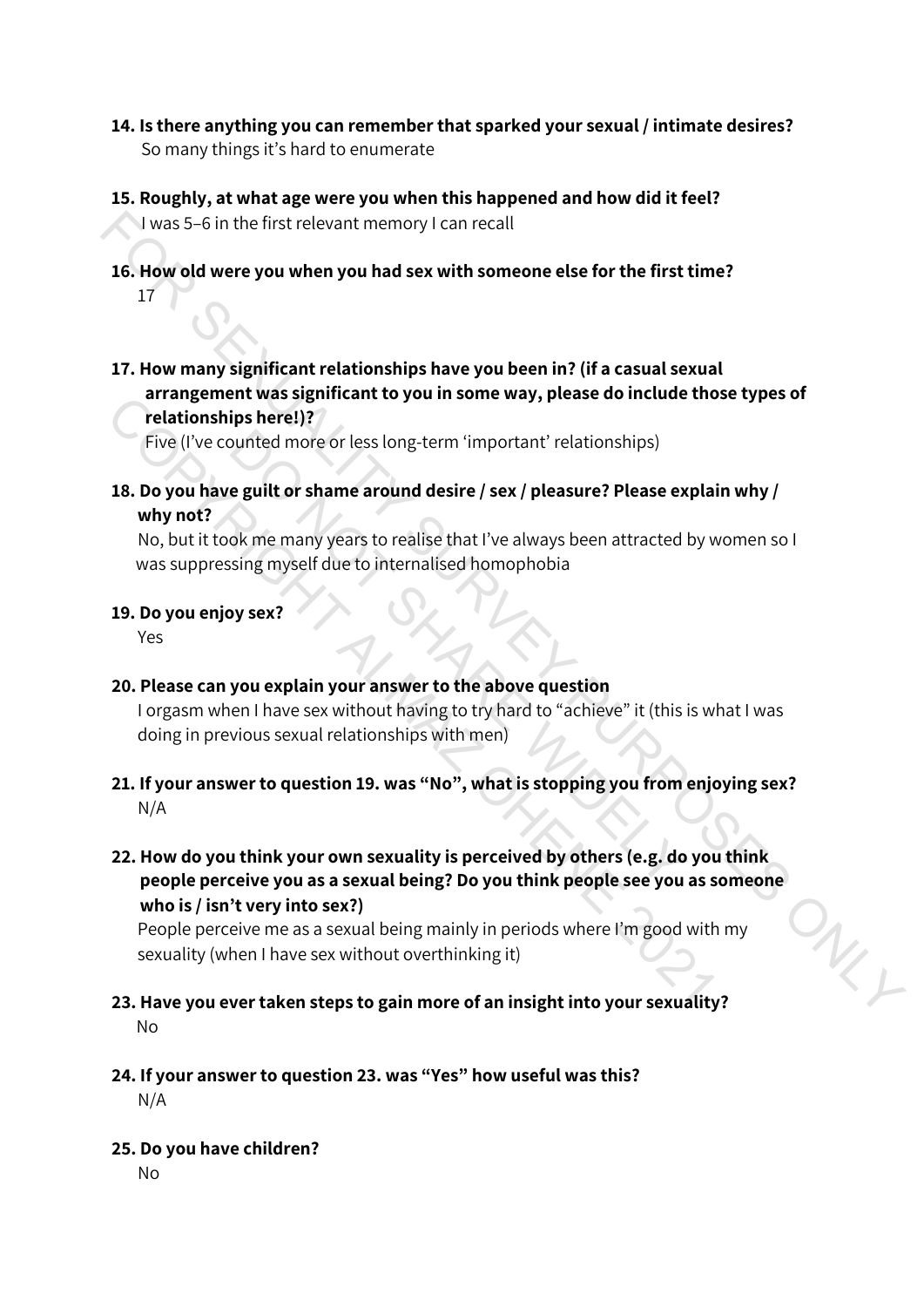**14. Is there anything you can remember that sparked your sexual / intimate desires?**

So many things it's hard to enumerate

**15. Roughly, at what age were you when this happened and how did it feel?**

I was 5–6 in the first relevant memory I can recall

**16. How old were you when you had sex with someone else for the first time?**

17

**17. How many significant relationships have you been in? (if a casual sexual arrangement was significant to you in some way, please do include those types of relationships here!)?**

Five (I've counted more or less long-term 'important' relationships)

**18. Do you have guilt or shame around desire / sex / pleasure? Please explain why / why not?**

No, but it took me many years to realise that I've always been attracted by women so I was suppressing myself due to internalised homophobia

**19. Do you enjoy sex?**

Yes

**20. Please can you explain your answer to the above question**

I orgasm when I have sex without having to try hard to "achieve" it (this is what I was doing in previous sexual relationships with men)

**21. If your answer to question 19. was "No", what is stopping you from enjoying sex?**

N/A

**22. How do you think your own sexuality is perceived by others (e.g. do you think people perceive you as a sexual being? Do you think people see you as someone who is / isn't very into sex?)**

People perceive me as a sexual being mainly in periods where I'm good with my sexuality (when I have sex without overthinking it)

**23. Have you ever taken steps to gain more of an insight into your sexuality?**

No

**24. If your answer to question 23. was "Yes" how useful was this?**

N/A

**25. Do you have children?**

No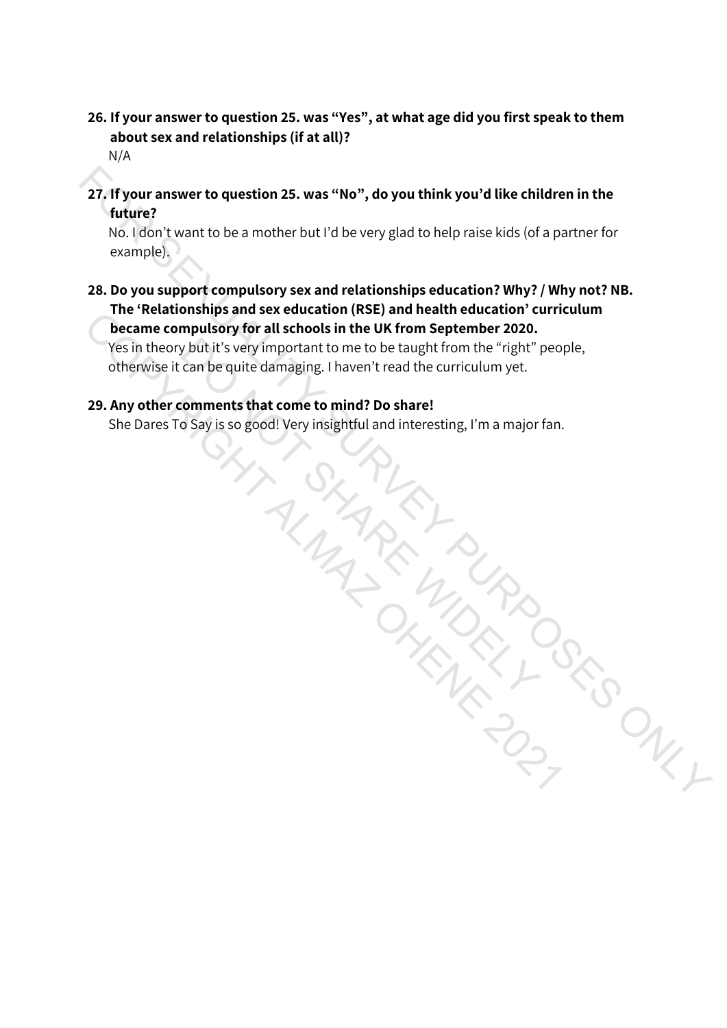26. **If your answer to question 25. was "Yes", at what age did you first speak to them about sex and relationships (if at all)?**
    N/A

27. **If your answer to question 25. was "No", do you think you'd like children in the future?**
    No. I don't want to be a mother but I'd be very glad to help raise kids (of a partner for example).

28. **Do you support compulsory sex and relationships education? Why? / Why not? NB. The 'Relationships and sex education (RSE) and health education' curriculum became compulsory for all schools in the UK from September 2020.**
    Yes in theory but it's very important to me to be taught from the "right" people, otherwise it can be quite damaging. I haven't read the curriculum yet.

29. **Any other comments that come to mind? Do share!**
    She Dares To Say is so good! Very insightful and interesting, I'm a major fan.

FOR SEXUALITY SURVEY PURPOSES ONLY
DO NOT SHARE WIDELY
COPYRIGHT ALMAZ OHENE 2021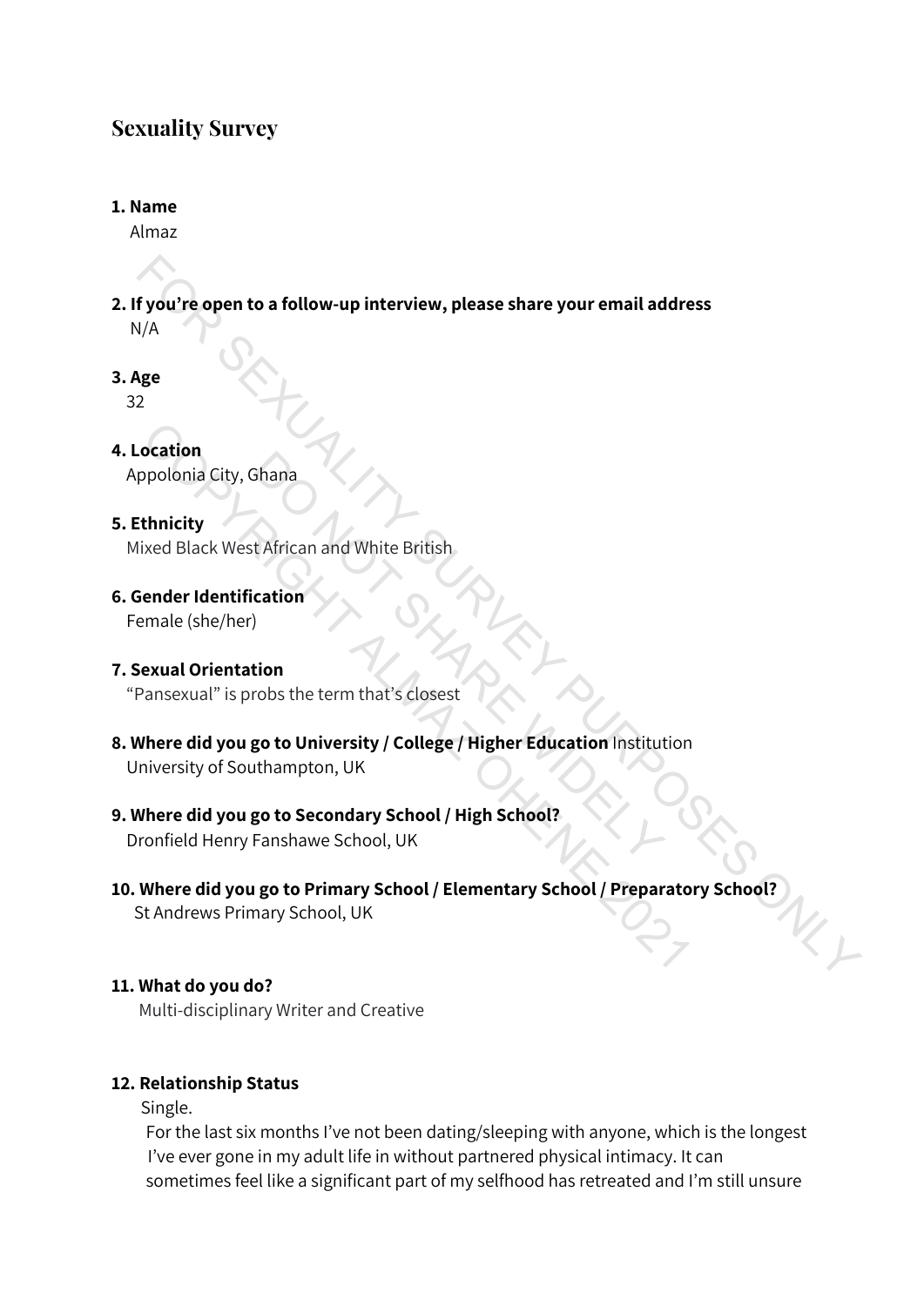## Sexuality Survey

**1. Name**
Almaz

**2. If you're open to a follow-up interview, please share your email address**
N/A

**3. Age**
32

**4. Location**
Appolonia City, Ghana

**5. Ethnicity**
Mixed Black West African and White British

**6. Gender Identification**
Female (she/her)

**7. Sexual Orientation**
"Pansexual" is probs the term that's closest

**8. Where did you go to University / College / Higher Education** Institution
University of Southampton, UK

**9. Where did you go to Secondary School / High School?**
Dronfield Henry Fanshawe School, UK

**10. Where did you go to Primary School / Elementary School / Preparatory School?**
St Andrews Primary School, UK

**11. What do you do?**
Multi-disciplinary Writer and Creative

**12. Relationship Status**
Single.
For the last six months I've not been dating/sleeping with anyone, which is the longest I've ever gone in my adult life in without partnered physical intimacy. It can sometimes feel like a significant part of my selfhood has retreated and I'm still unsure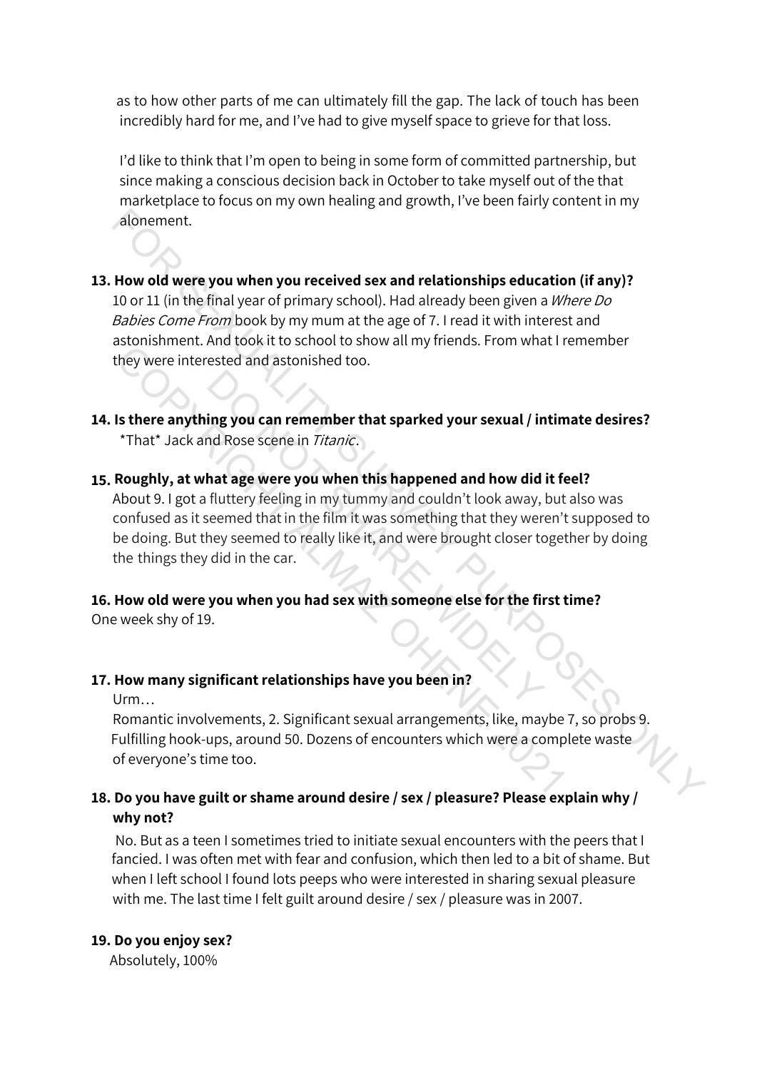as to how other parts of me can ultimately fill the gap. The lack of touch has been incredibly hard for me, and I've had to give myself space to grieve for that loss.

I'd like to think that I'm open to being in some form of committed partnership, but since making a conscious decision back in October to take myself out of the that marketplace to focus on my own healing and growth, I've been fairly content in my alonement.

**13. How old were you when you received sex and relationships education (if any)?**

10 or 11 (in the final year of primary school). Had already been given a *Where Do Babies Come From* book by my mum at the age of 7. I read it with interest and astonishment. And took it to school to show all my friends. From what I remember they were interested and astonished too.

**14. Is there anything you can remember that sparked your sexual / intimate desires?**

*That* Jack and Rose scene in *Titanic*.

**15. Roughly, at what age were you when this happened and how did it feel?**

About 9. I got a fluttery feeling in my tummy and couldn't look away, but also was confused as it seemed that in the film it was something that they weren't supposed to be doing. But they seemed to really like it, and were brought closer together by doing the things they did in the car.

**16. How old were you when you had sex with someone else for the first time?**

One week shy of 19.

**17. How many significant relationships have you been in?**

Urm…

Romantic involvements, 2. Significant sexual arrangements, like, maybe 7, so probs 9. Fulfilling hook-ups, around 50. Dozens of encounters which were a complete waste of everyone's time too.

**18. Do you have guilt or shame around desire / sex / pleasure? Please explain why / why not?**

No. But as a teen I sometimes tried to initiate sexual encounters with the peers that I fancied. I was often met with fear and confusion, which then led to a bit of shame. But when I left school I found lots peeps who were interested in sharing sexual pleasure with me. The last time I felt guilt around desire / sex / pleasure was in 2007.

**19. Do you enjoy sex?**

Absolutely, 100%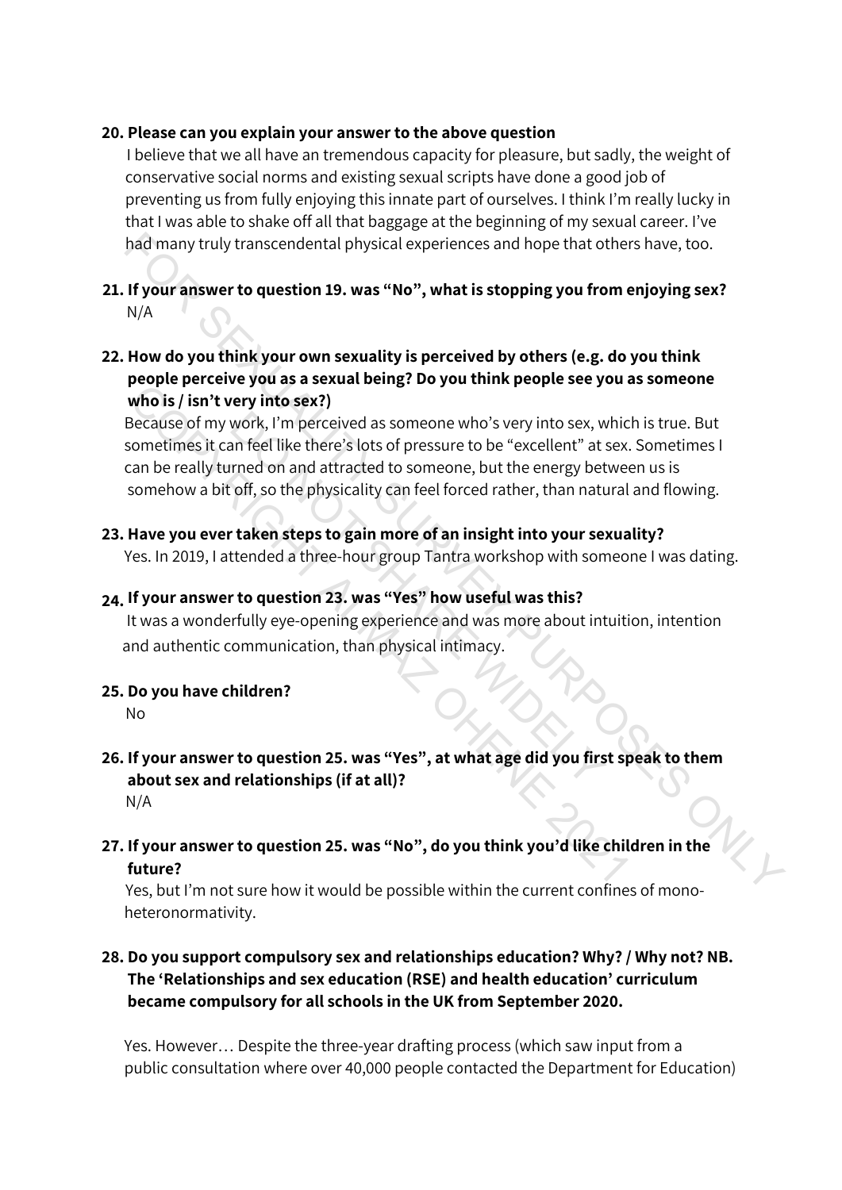**20. Please can you explain your answer to the above question**

I believe that we all have an tremendous capacity for pleasure, but sadly, the weight of conservative social norms and existing sexual scripts have done a good job of preventing us from fully enjoying this innate part of ourselves. I think I'm really lucky in that I was able to shake off all that baggage at the beginning of my sexual career. I've had many truly transcendental physical experiences and hope that others have, too.

**21. If your answer to question 19. was "No", what is stopping you from enjoying sex?**

N/A

**22. How do you think your own sexuality is perceived by others (e.g. do you think people perceive you as a sexual being? Do you think people see you as someone who is / isn't very into sex?)**

Because of my work, I'm perceived as someone who's very into sex, which is true. But sometimes it can feel like there's lots of pressure to be "excellent" at sex. Sometimes I can be really turned on and attracted to someone, but the energy between us is somehow a bit off, so the physicality can feel forced rather, than natural and flowing.

**23. Have you ever taken steps to gain more of an insight into your sexuality?**

Yes. In 2019, I attended a three-hour group Tantra workshop with someone I was dating.

**24. If your answer to question 23. was "Yes" how useful was this?**

It was a wonderfully eye-opening experience and was more about intuition, intention and authentic communication, than physical intimacy.

**25. Do you have children?**

No

**26. If your answer to question 25. was "Yes", at what age did you first speak to them about sex and relationships (if at all)?**

N/A

**27. If your answer to question 25. was "No", do you think you'd like children in the future?**

Yes, but I'm not sure how it would be possible within the current confines of mono-heteronormativity.

**28. Do you support compulsory sex and relationships education? Why? / Why not? NB. The 'Relationships and sex education (RSE) and health education' curriculum became compulsory for all schools in the UK from September 2020.**

Yes. However… Despite the three-year drafting process (which saw input from a public consultation where over 40,000 people contacted the Department for Education)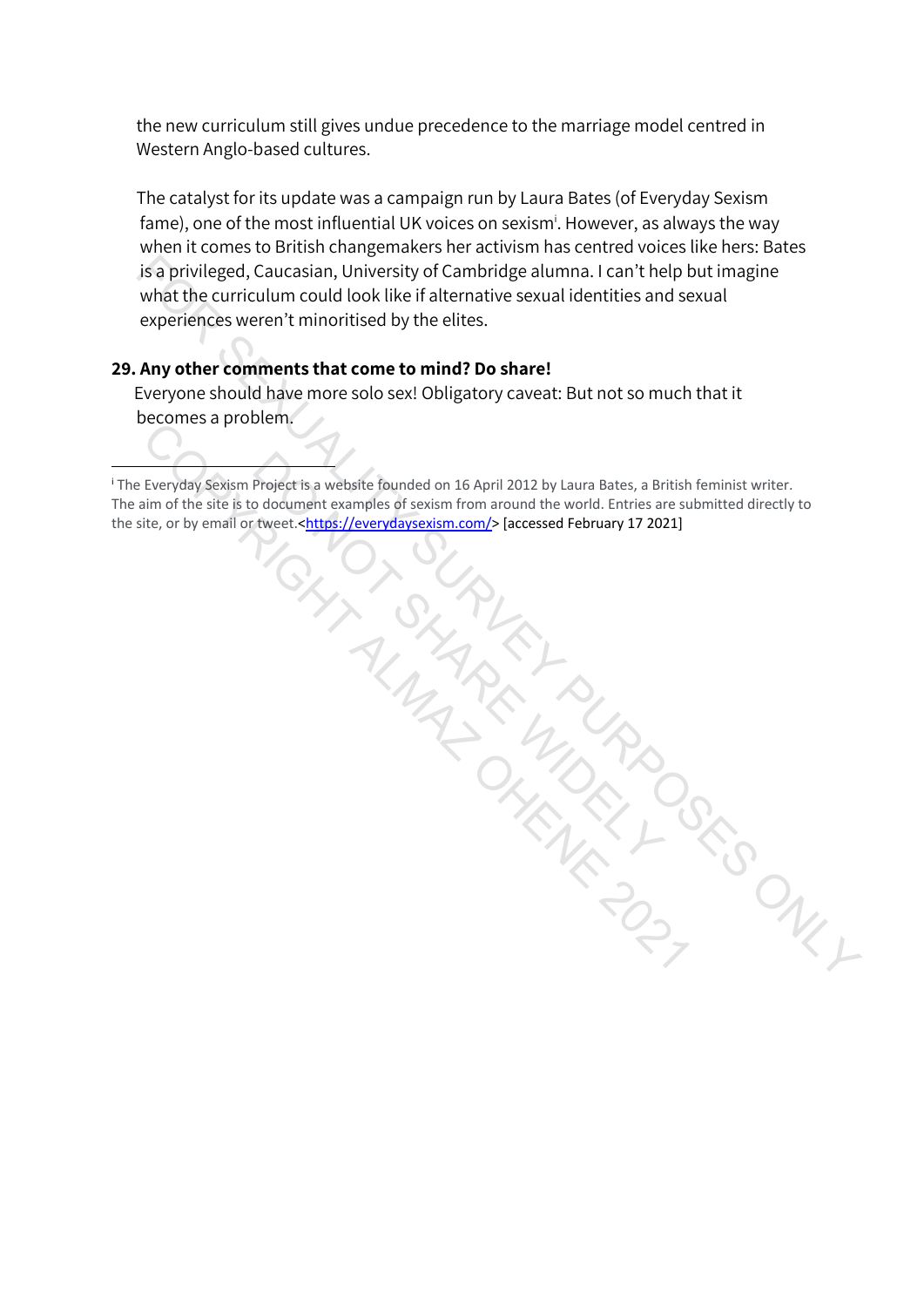the new curriculum still gives undue precedence to the marriage model centred in Western Anglo-based cultures.

The catalyst for its update was a campaign run by Laura Bates (of Everyday Sexism fame), one of the most influential UK voices on sexism[i]. However, as always the way when it comes to British changemakers her activism has centred voices like hers: Bates is a privileged, Caucasian, University of Cambridge alumna. I can't help but imagine what the curriculum could look like if alternative sexual identities and sexual experiences weren't minoritised by the elites.

**29. Any other comments that come to mind? Do share!**

Everyone should have more solo sex! Obligatory caveat: But not so much that it becomes a problem.

---

[i] The Everyday Sexism Project is a website founded on 16 April 2012 by Laura Bates, a British feminist writer. The aim of the site is to document examples of sexism from around the world. Entries are submitted directly to the site, or by email or tweet.<https://everydaysexism.com/> [accessed February 17 2021]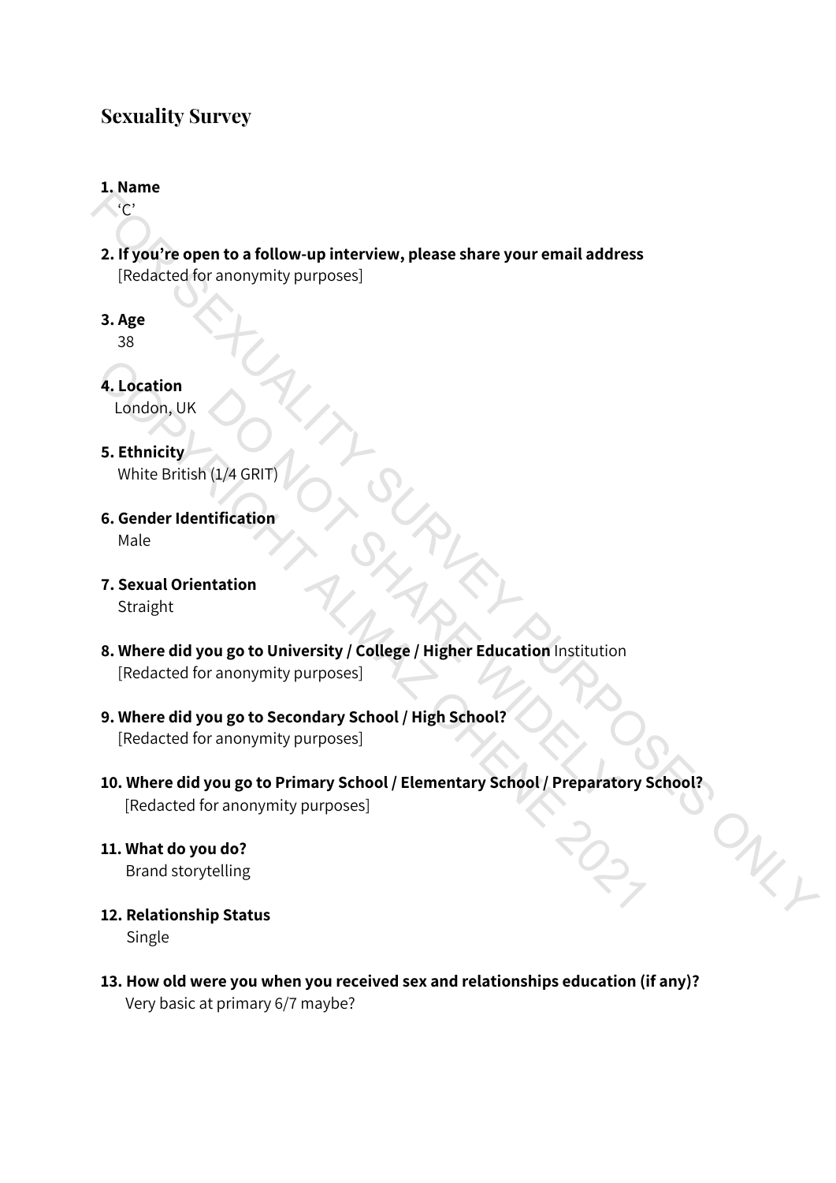## Sexuality Survey

**1. Name**
'C'

**2. If you're open to a follow-up interview, please share your email address**
[Redacted for anonymity purposes]

**3. Age**
38

**4. Location**
London, UK

**5. Ethnicity**
White British (1/4 GRIT)

**6. Gender Identification**
Male

**7. Sexual Orientation**
Straight

**8. Where did you go to University / College / Higher Education** Institution
[Redacted for anonymity purposes]

**9. Where did you go to Secondary School / High School?**
[Redacted for anonymity purposes]

**10. Where did you go to Primary School / Elementary School / Preparatory School?**
[Redacted for anonymity purposes]

**11. What do you do?**
Brand storytelling

**12. Relationship Status**
Single

**13. How old were you when you received sex and relationships education (if any)?**
Very basic at primary 6/7 maybe?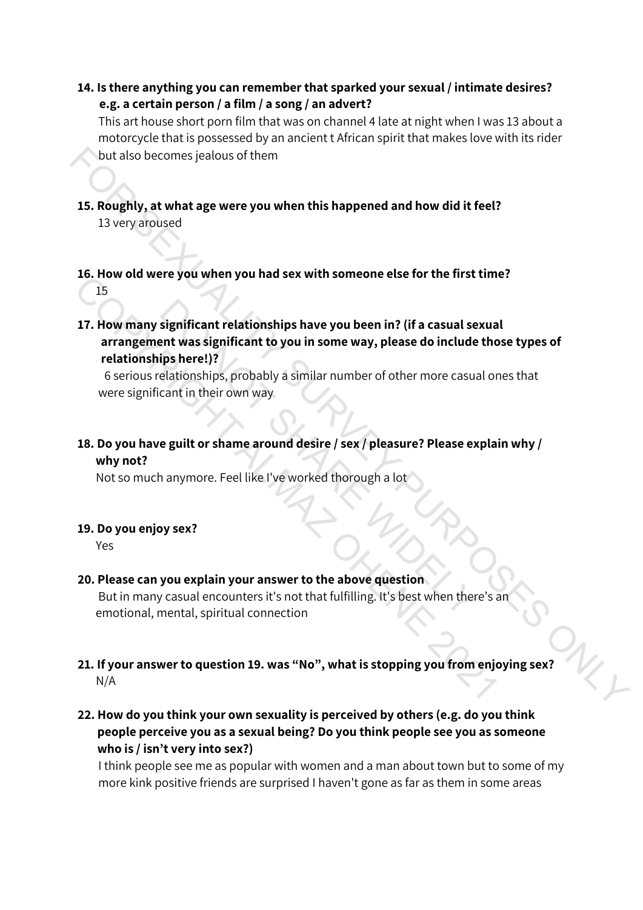**14. Is there anything you can remember that sparked your sexual / intimate desires? e.g. a certain person / a film / a song / an advert?**

This art house short porn film that was on channel 4 late at night when I was 13 about a motorcycle that is possessed by an ancient t African spirit that makes love with its rider but also becomes jealous of them

**15. Roughly, at what age were you when this happened and how did it feel?**

13 very aroused

**16. How old were you when you had sex with someone else for the first time?**

15

**17. How many significant relationships have you been in? (if a casual sexual arrangement was significant to you in some way, please do include those types of relationships here!)?**

6 serious relationships, probably a similar number of other more casual ones that were significant in their own way

**18. Do you have guilt or shame around desire / sex / pleasure? Please explain why / why not?**

Not so much anymore. Feel like I've worked thorough a lot

**19. Do you enjoy sex?**

Yes

**20. Please can you explain your answer to the above question**

But in many casual encounters it's not that fulfilling. It's best when there's an emotional, mental, spiritual connection

**21. If your answer to question 19. was "No", what is stopping you from enjoying sex?**

N/A

**22. How do you think your own sexuality is perceived by others (e.g. do you think people perceive you as a sexual being? Do you think people see you as someone who is / isn't very into sex?)**

I think people see me as popular with women and a man about town but to some of my more kink positive friends are surprised I haven't gone as far as them in some areas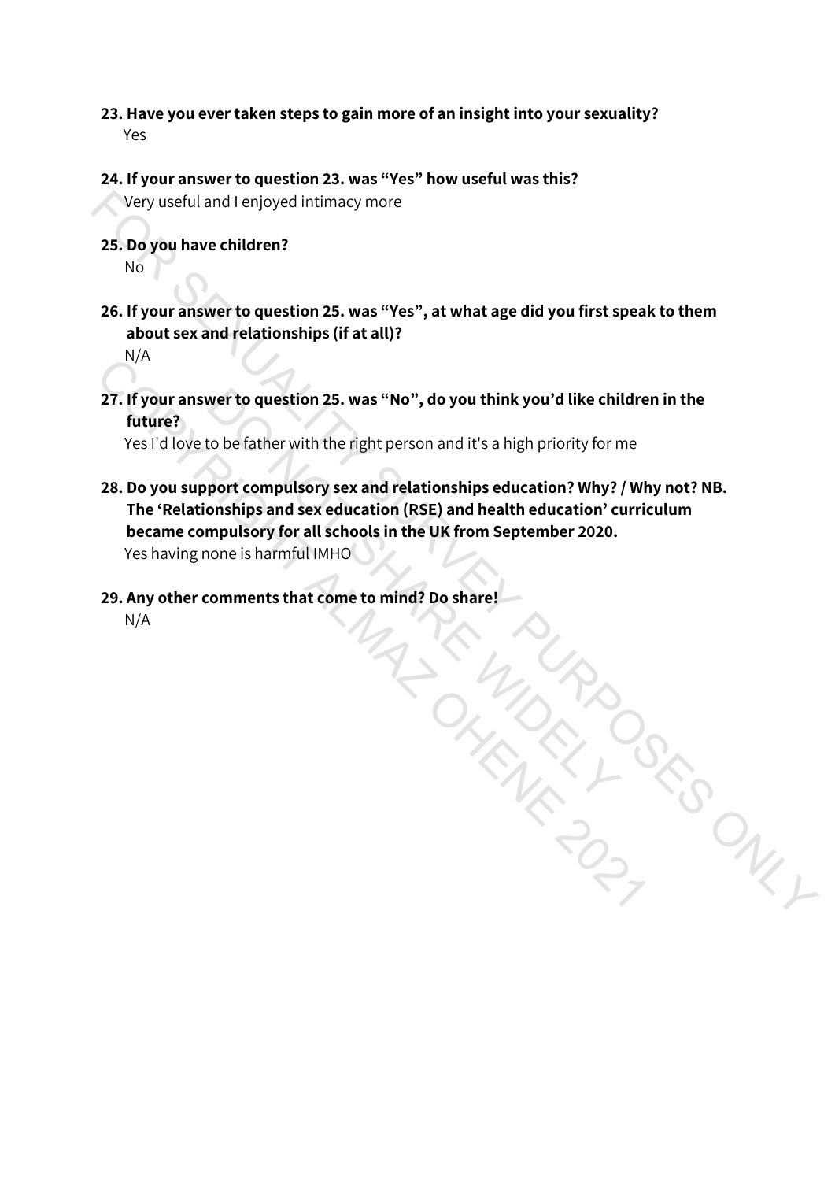**23. Have you ever taken steps to gain more of an insight into your sexuality?**
Yes

**24. If your answer to question 23. was "Yes" how useful was this?**
Very useful and I enjoyed intimacy more

**25. Do you have children?**
No

**26. If your answer to question 25. was "Yes", at what age did you first speak to them about sex and relationships (if at all)?**
N/A

**27. If your answer to question 25. was "No", do you think you'd like children in the future?**
Yes I'd love to be father with the right person and it's a high priority for me

**28. Do you support compulsory sex and relationships education? Why? / Why not? NB. The 'Relationships and sex education (RSE) and health education' curriculum became compulsory for all schools in the UK from September 2020.**
Yes having none is harmful IMHO

**29. Any other comments that come to mind? Do share!**
N/A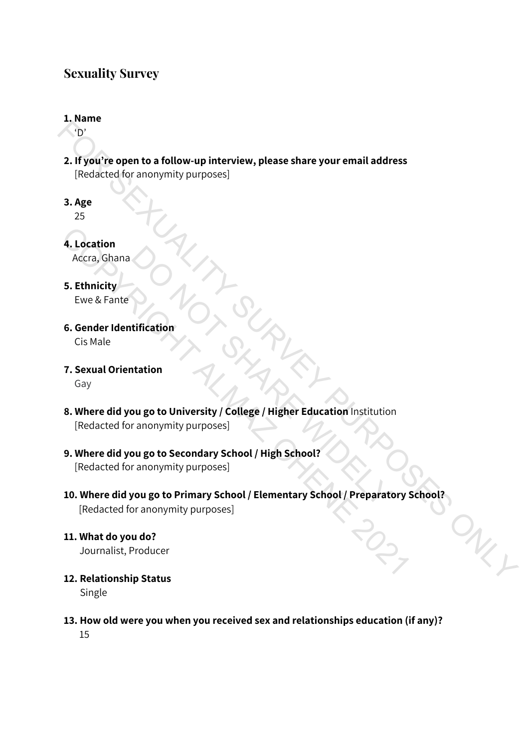## Sexuality Survey

**1. Name**
'D'

**2. If you're open to a follow-up interview, please share your email address**
[Redacted for anonymity purposes]

**3. Age**
25

**4. Location**
Accra, Ghana

**5. Ethnicity**
Ewe & Fante

**6. Gender Identification**
Cis Male

**7. Sexual Orientation**
Gay

**8. Where did you go to University / College / Higher Education** Institution
[Redacted for anonymity purposes]

**9. Where did you go to Secondary School / High School?**
[Redacted for anonymity purposes]

**10. Where did you go to Primary School / Elementary School / Preparatory School?**
[Redacted for anonymity purposes]

**11. What do you do?**
Journalist, Producer

**12. Relationship Status**
Single

**13. How old were you when you received sex and relationships education (if any)?**
15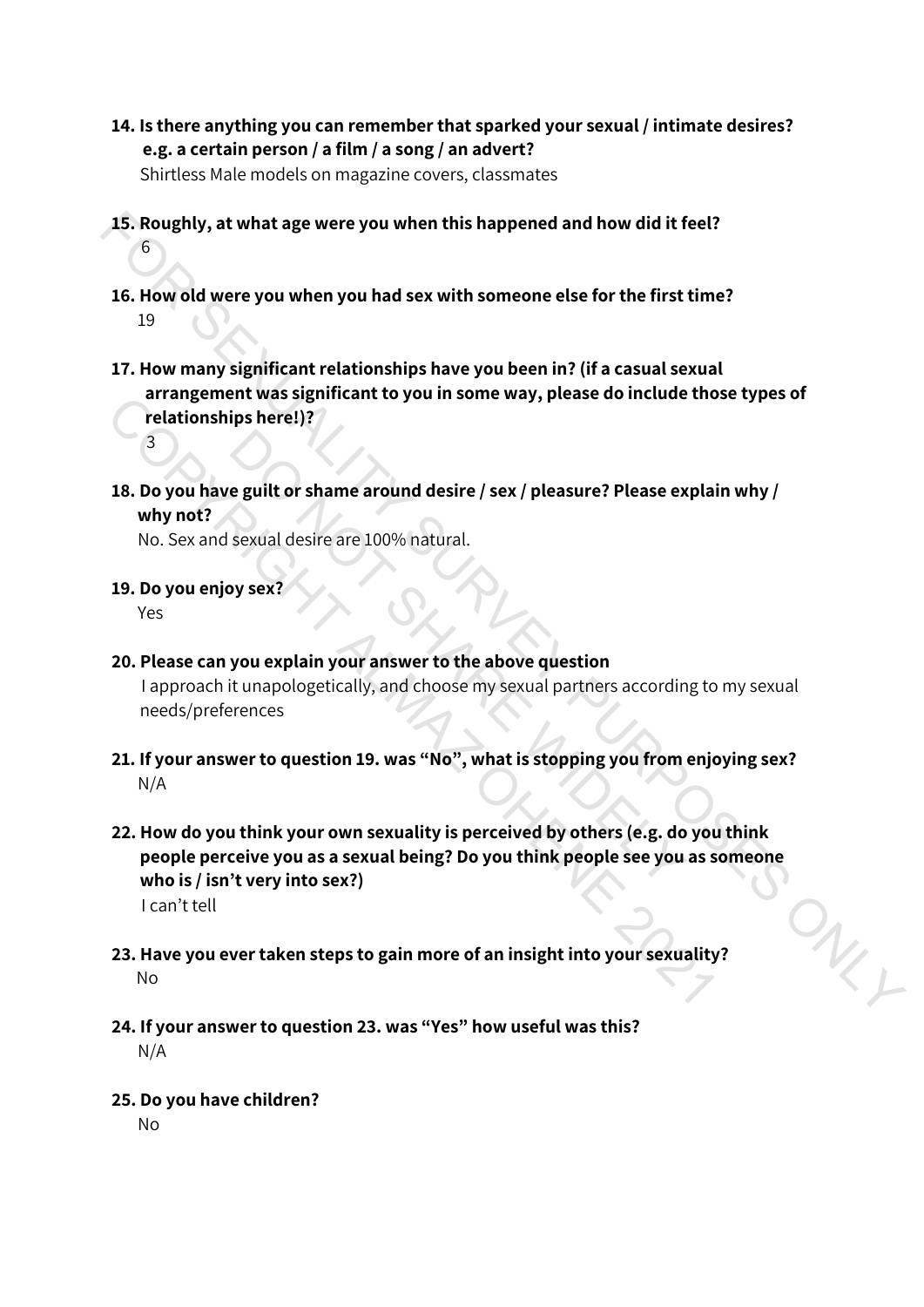**14. Is there anything you can remember that sparked your sexual / intimate desires? e.g. a certain person / a film / a song / an advert?**

Shirtless Male models on magazine covers, classmates

**15. Roughly, at what age were you when this happened and how did it feel?**

6

**16. How old were you when you had sex with someone else for the first time?**

19

**17. How many significant relationships have you been in? (if a casual sexual arrangement was significant to you in some way, please do include those types of relationships here!)?**

3

**18. Do you have guilt or shame around desire / sex / pleasure? Please explain why / why not?**

No. Sex and sexual desire are 100% natural.

**19. Do you enjoy sex?**

Yes

**20. Please can you explain your answer to the above question**

I approach it unapologetically, and choose my sexual partners according to my sexual needs/preferences

**21. If your answer to question 19. was "No", what is stopping you from enjoying sex?**

N/A

**22. How do you think your own sexuality is perceived by others (e.g. do you think people perceive you as a sexual being? Do you think people see you as someone who is / isn't very into sex?)**

I can't tell

**23. Have you ever taken steps to gain more of an insight into your sexuality?**

No

**24. If your answer to question 23. was "Yes" how useful was this?**

N/A

**25. Do you have children?**

No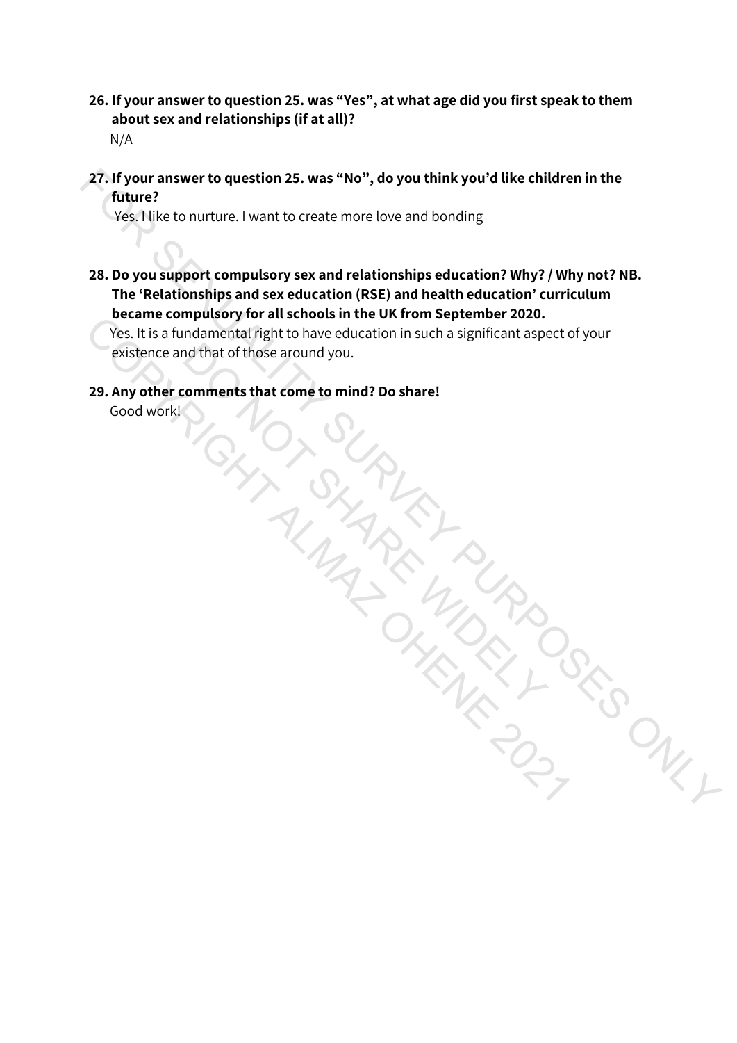**26. If your answer to question 25. was "Yes", at what age did you first speak to them about sex and relationships (if at all)?**

N/A

**27. If your answer to question 25. was "No", do you think you'd like children in the future?**

Yes. I like to nurture. I want to create more love and bonding

**28. Do you support compulsory sex and relationships education? Why? / Why not? NB. The 'Relationships and sex education (RSE) and health education' curriculum became compulsory for all schools in the UK from September 2020.**

Yes. It is a fundamental right to have education in such a significant aspect of your existence and that of those around you.

**29. Any other comments that come to mind? Do share!**

Good work!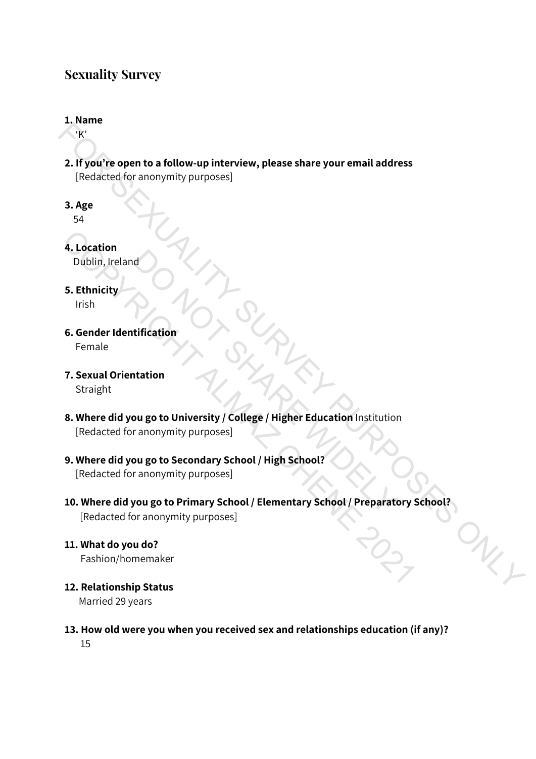## Sexuality Survey

**1. Name**
'K'

**2. If you're open to a follow-up interview, please share your email address**
[Redacted for anonymity purposes]

**3. Age**
54

**4. Location**
Dublin, Ireland

**5. Ethnicity**
Irish

**6. Gender Identification**
Female

**7. Sexual Orientation**
Straight

**8. Where did you go to University / College / Higher Education** Institution
[Redacted for anonymity purposes]

**9. Where did you go to Secondary School / High School?**
[Redacted for anonymity purposes]

**10. Where did you go to Primary School / Elementary School / Preparatory School?**
[Redacted for anonymity purposes]

**11. What do you do?**
Fashion/homemaker

**12. Relationship Status**
Married 29 years

**13. How old were you when you received sex and relationships education (if any)?**
15

FOR SEXUALITY SURVEY PURPOSES ONLY
DO NOT SHARE WIDELY
COPYRIGHT ALMAZ OHENE 2021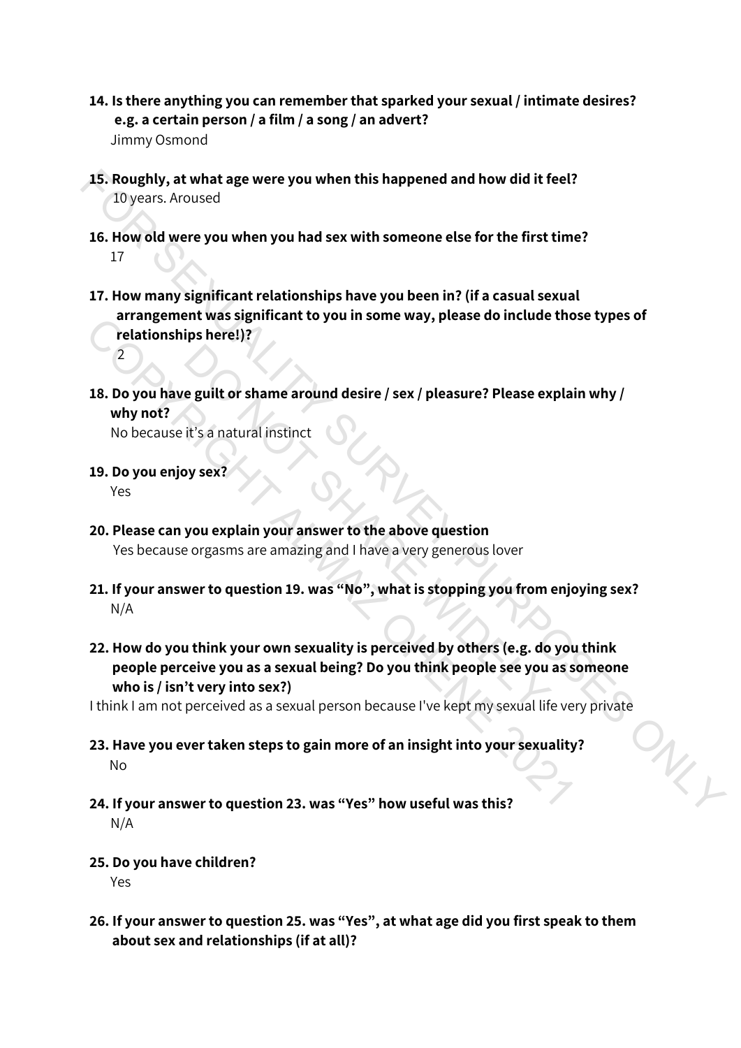**14. Is there anything you can remember that sparked your sexual / intimate desires? e.g. a certain person / a film / a song / an advert?**

Jimmy Osmond

**15. Roughly, at what age were you when this happened and how did it feel?**

10 years. Aroused

**16. How old were you when you had sex with someone else for the first time?**

17

**17. How many significant relationships have you been in? (if a casual sexual arrangement was significant to you in some way, please do include those types of relationships here!)?**

2

**18. Do you have guilt or shame around desire / sex / pleasure? Please explain why / why not?**

No because it's a natural instinct

**19. Do you enjoy sex?**

Yes

**20. Please can you explain your answer to the above question**

Yes because orgasms are amazing and I have a very generous lover

**21. If your answer to question 19. was "No", what is stopping you from enjoying sex?**

N/A

**22. How do you think your own sexuality is perceived by others (e.g. do you think people perceive you as a sexual being? Do you think people see you as someone who is / isn't very into sex?)**

I think I am not perceived as a sexual person because I've kept my sexual life very private

**23. Have you ever taken steps to gain more of an insight into your sexuality?**

No

**24. If your answer to question 23. was "Yes" how useful was this?**

N/A

**25. Do you have children?**

Yes

**26. If your answer to question 25. was "Yes", at what age did you first speak to them about sex and relationships (if at all)?**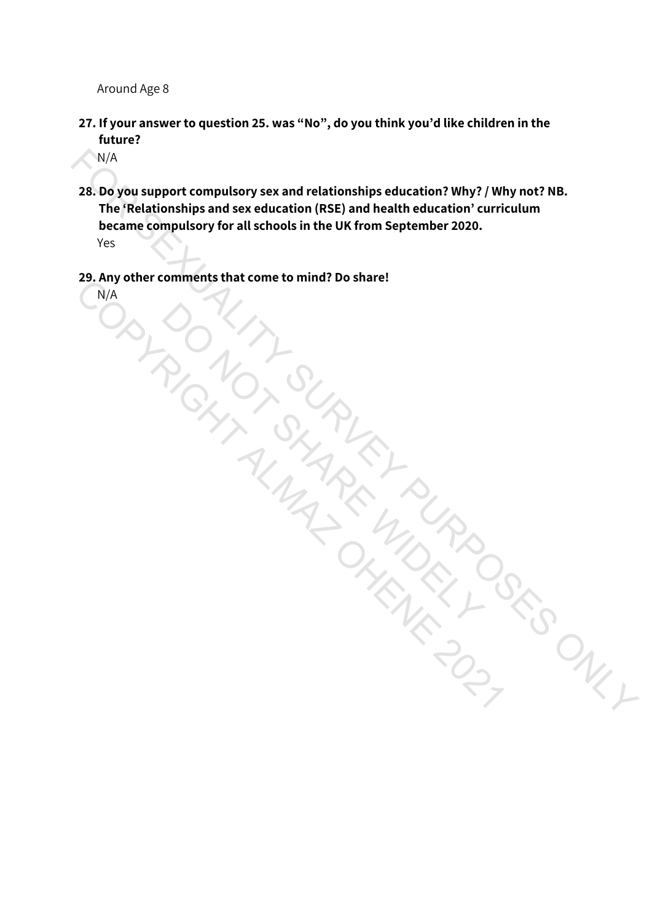Around Age 8

**27. If your answer to question 25. was "No", do you think you'd like children in the future?**

N/A

**28. Do you support compulsory sex and relationships education? Why? / Why not? NB. The 'Relationships and sex education (RSE) and health education' curriculum became compulsory for all schools in the UK from September 2020.**

Yes

**29. Any other comments that come to mind? Do share!**

N/A